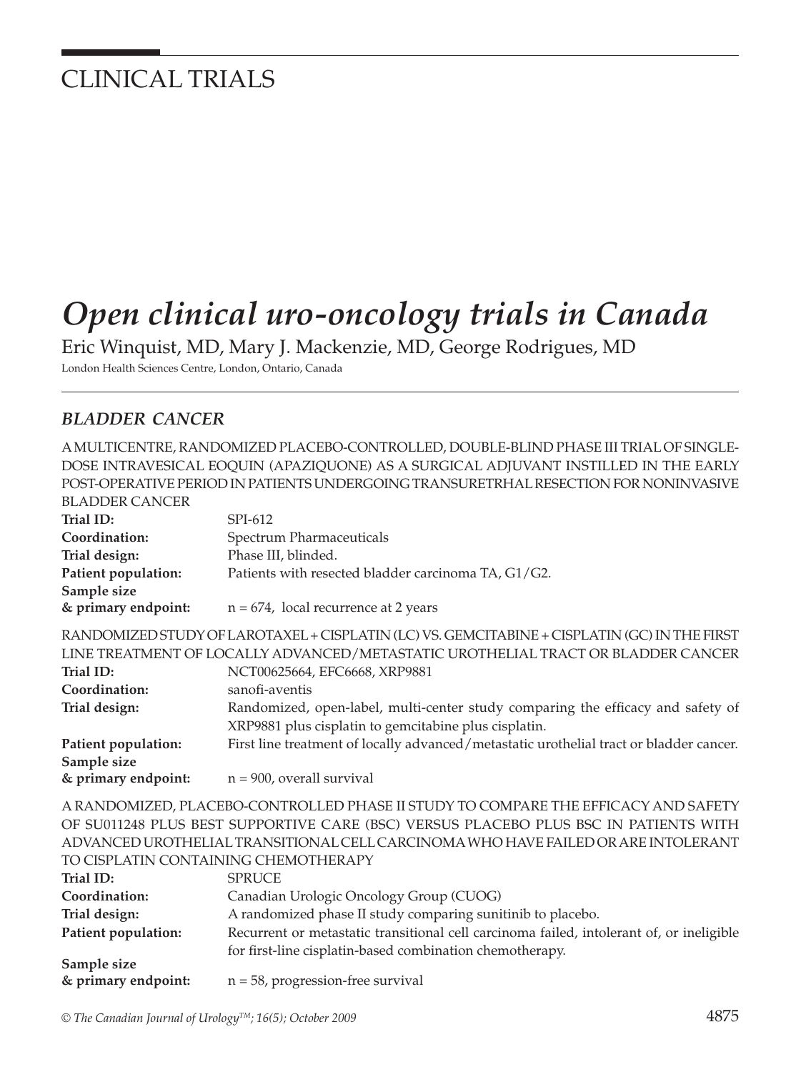# CLINICAL TRIALS

# *Open clinical uro-oncology trials in Canada*

Eric Winquist, MD, Mary J. Mackenzie, MD, George Rodrigues, MD

London Health Sciences Centre, London, Ontario, Canada

## *BLADDER CANCER*

A MULTICENTRE, RANDOMIZED PLACEBO-CONTROLLED, DOUBLE-BLIND PHASE III TRIAL OF SINGLE-DOSE INTRAVESICAL EOQUIN (APAZIQUONE) AS A SURGICAL ADJUVANT INSTILLED IN THE EARLY POST-OPERATIVE PERIOD IN PATIENTS UNDERGOING TRANSURETRHAL RESECTION FOR NONINVASIVE BLADDER CANCER

**Trial ID:** SPI-612

**Coordination:** Spectrum Pharmaceuticals

**Trial design:** Phase III, blinded.

**Patient population:** Patients with resected bladder carcinoma TA, G1/G2.

**Sample size & primary endpoint:** n = 674, local recurrence at 2 years

RANDOMIZED STUDY OF LAROTAXEL + CISPLATIN (LC) VS. GEMCITABINE + CISPLATIN (GC) IN THE FIRST LINE TREATMENT OF LOCALLY ADVANCED/METASTATIC UROTHELIAL TRACT OR BLADDER CANCER

**Trial ID:** NCT00625664, EFC6668, XRP9881

**Coordination:** sanofi-aventis

**Trial design:** Randomized, open-label, multi-center study comparing the efficacy and safety of XRP9881 plus cisplatin to gemcitabine plus cisplatin.

**Patient population:** First line treatment of locally advanced/metastatic urothelial tract or bladder cancer.

**Sample size & primary endpoint:** n = 900, overall survival

A RANDOMIZED, PLACEBO-CONTROLLED PHASE II STUDY TO COMPARE THE EFFICACY AND SAFETY OF SU011248 PLUS BEST SUPPORTIVE CARE (BSC) VERSUS PLACEBO PLUS BSC IN PATIENTS WITH ADVANCED UROTHELIAL TRANSITIONAL CELL CARCINOMA WHO HAVE FAILED OR ARE INTOLERANT TO CISPLATIN CONTAINING CHEMOTHERAPY

**Trial ID:** SPRUCE

**Coordination:** Canadian Urologic Oncology Group (CUOG)

**Trial design:** A randomized phase II study comparing sunitinib to placebo.

**Patient population:** Recurrent or metastatic transitional cell carcinoma failed, intolerant of, or ineligible for first-line cisplatin-based combination chemotherapy.

**Sample size & primary endpoint:** n = 58, progression-free survival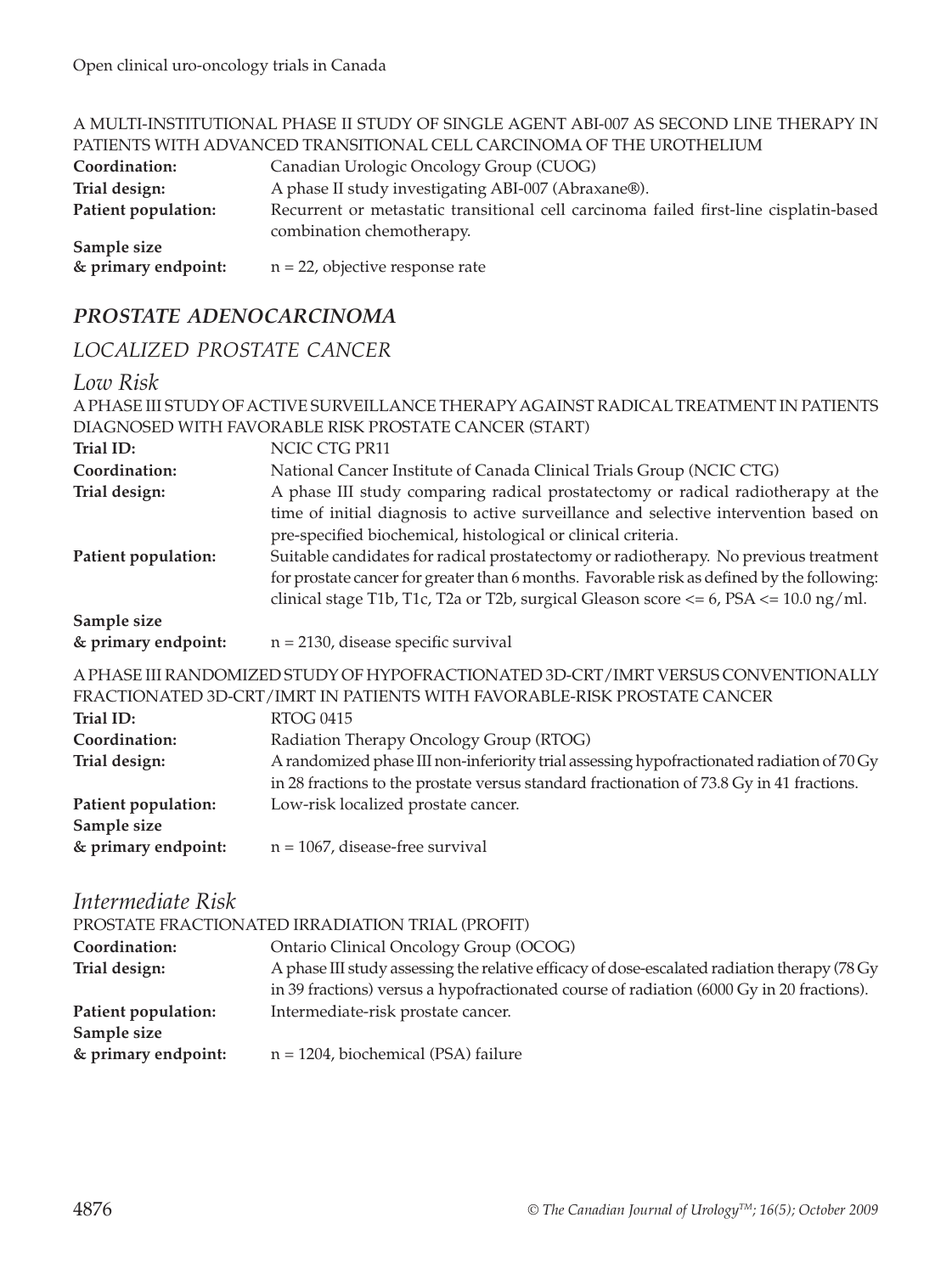A MULTI-INSTITUTIONAL PHASE II STUDY OF SINGLE AGENT ABI-007 AS SECOND LINE THERAPY IN PATIENTS WITH ADVANCED TRANSITIONAL CELL CARCINOMA OF THE UROTHELIUM

| | |
|---|---|
| **Coordination:** | Canadian Urologic Oncology Group (CUOG) |
| **Trial design:** | A phase II study investigating ABI-007 (Abraxane®). |
| **Patient population:** | Recurrent or metastatic transitional cell carcinoma failed first-line cisplatin-based combination chemotherapy. |
| **Sample size & primary endpoint:** | n = 22, objective response rate |

## *PROSTATE ADENOCARCINOMA*

### *LOCALIZED PROSTATE CANCER*

#### *Low Risk*

A PHASE III STUDY OF ACTIVE SURVEILLANCE THERAPY AGAINST RADICAL TREATMENT IN PATIENTS DIAGNOSED WITH FAVORABLE RISK PROSTATE CANCER (START)

| | |
|---|---|
| **Trial ID:** | NCIC CTG PR11 |
| **Coordination:** | National Cancer Institute of Canada Clinical Trials Group (NCIC CTG) |
| **Trial design:** | A phase III study comparing radical prostatectomy or radical radiotherapy at the time of initial diagnosis to active surveillance and selective intervention based on pre-specified biochemical, histological or clinical criteria. |
| **Patient population:** | Suitable candidates for radical prostatectomy or radiotherapy. No previous treatment for prostate cancer for greater than 6 months. Favorable risk as defined by the following: clinical stage T1b, T1c, T2a or T2b, surgical Gleason score <= 6, PSA <= 10.0 ng/ml. |
| **Sample size & primary endpoint:** | n = 2130, disease specific survival |

A PHASE III RANDOMIZED STUDY OF HYPOFRACTIONATED 3D-CRT/IMRT VERSUS CONVENTIONALLY FRACTIONATED 3D-CRT/IMRT IN PATIENTS WITH FAVORABLE-RISK PROSTATE CANCER

| | |
|---|---|
| **Trial ID:** | RTOG 0415 |
| **Coordination:** | Radiation Therapy Oncology Group (RTOG) |
| **Trial design:** | A randomized phase III non-inferiority trial assessing hypofractionated radiation of 70 Gy in 28 fractions to the prostate versus standard fractionation of 73.8 Gy in 41 fractions. |
| **Patient population:** | Low-risk localized prostate cancer. |
| **Sample size & primary endpoint:** | n = 1067, disease-free survival |

#### *Intermediate Risk*

PROSTATE FRACTIONATED IRRADIATION TRIAL (PROFIT)

| | |
|---|---|
| **Coordination:** | Ontario Clinical Oncology Group (OCOG) |
| **Trial design:** | A phase III study assessing the relative efficacy of dose-escalated radiation therapy (78 Gy in 39 fractions) versus a hypofractionated course of radiation (6000 Gy in 20 fractions). |
| **Patient population:** | Intermediate-risk prostate cancer. |
| **Sample size & primary endpoint:** | n = 1204, biochemical (PSA) failure |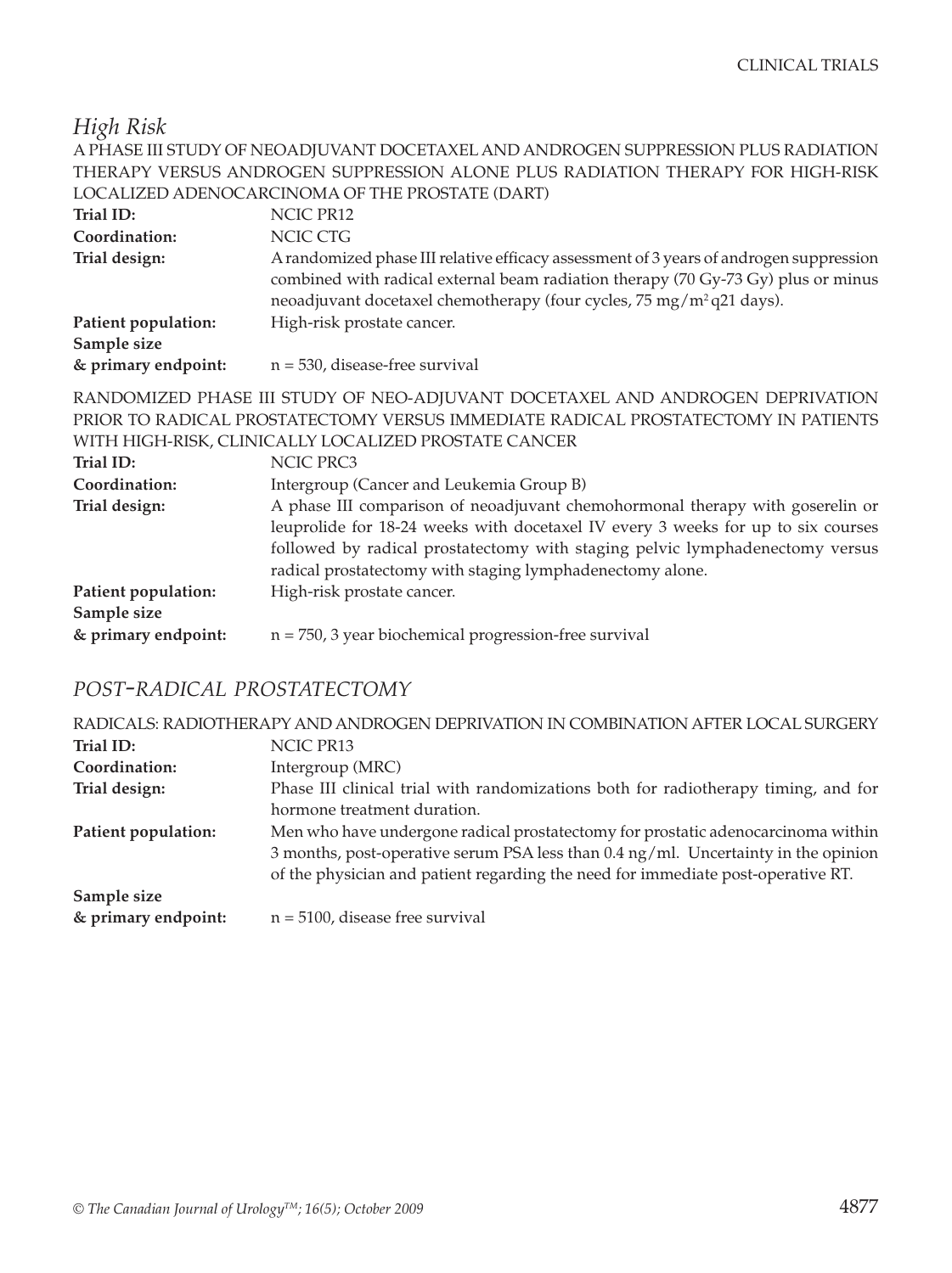## *High Risk*

A PHASE III STUDY OF NEOADJUVANT DOCETAXEL AND ANDROGEN SUPPRESSION PLUS RADIATION THERAPY VERSUS ANDROGEN SUPPRESSION ALONE PLUS RADIATION THERAPY FOR HIGH-RISK LOCALIZED ADENOCARCINOMA OF THE PROSTATE (DART)

**Trial ID:** NCIC PR12

**Coordination:** NCIC CTG

**Trial design:** A randomized phase III relative efficacy assessment of 3 years of androgen suppression combined with radical external beam radiation therapy (70 Gy-73 Gy) plus or minus neoadjuvant docetaxel chemotherapy (four cycles, 75 mg/m$^2$ q21 days).

**Patient population:** High-risk prostate cancer.

**Sample size & primary endpoint:** n = 530, disease-free survival

RANDOMIZED PHASE III STUDY OF NEO-ADJUVANT DOCETAXEL AND ANDROGEN DEPRIVATION PRIOR TO RADICAL PROSTATECTOMY VERSUS IMMEDIATE RADICAL PROSTATECTOMY IN PATIENTS WITH HIGH-RISK, CLINICALLY LOCALIZED PROSTATE CANCER

**Trial ID:** NCIC PRC3

**Coordination:** Intergroup (Cancer and Leukemia Group B)

**Trial design:** A phase III comparison of neoadjuvant chemohormonal therapy with goserelin or leuprolide for 18-24 weeks with docetaxel IV every 3 weeks for up to six courses followed by radical prostatectomy with staging pelvic lymphadenectomy versus radical prostatectomy with staging lymphadenectomy alone.

**Patient population:** High-risk prostate cancer.

**Sample size & primary endpoint:** n = 750, 3 year biochemical progression-free survival

## *POST-RADICAL PROSTATECTOMY*

RADICALS: RADIOTHERAPY AND ANDROGEN DEPRIVATION IN COMBINATION AFTER LOCAL SURGERY

**Trial ID:** NCIC PR13

**Coordination:** Intergroup (MRC)

**Trial design:** Phase III clinical trial with randomizations both for radiotherapy timing, and for hormone treatment duration.

**Patient population:** Men who have undergone radical prostatectomy for prostatic adenocarcinoma within 3 months, post-operative serum PSA less than 0.4 ng/ml. Uncertainty in the opinion of the physician and patient regarding the need for immediate post-operative RT.

**Sample size & primary endpoint:** n = 5100, disease free survival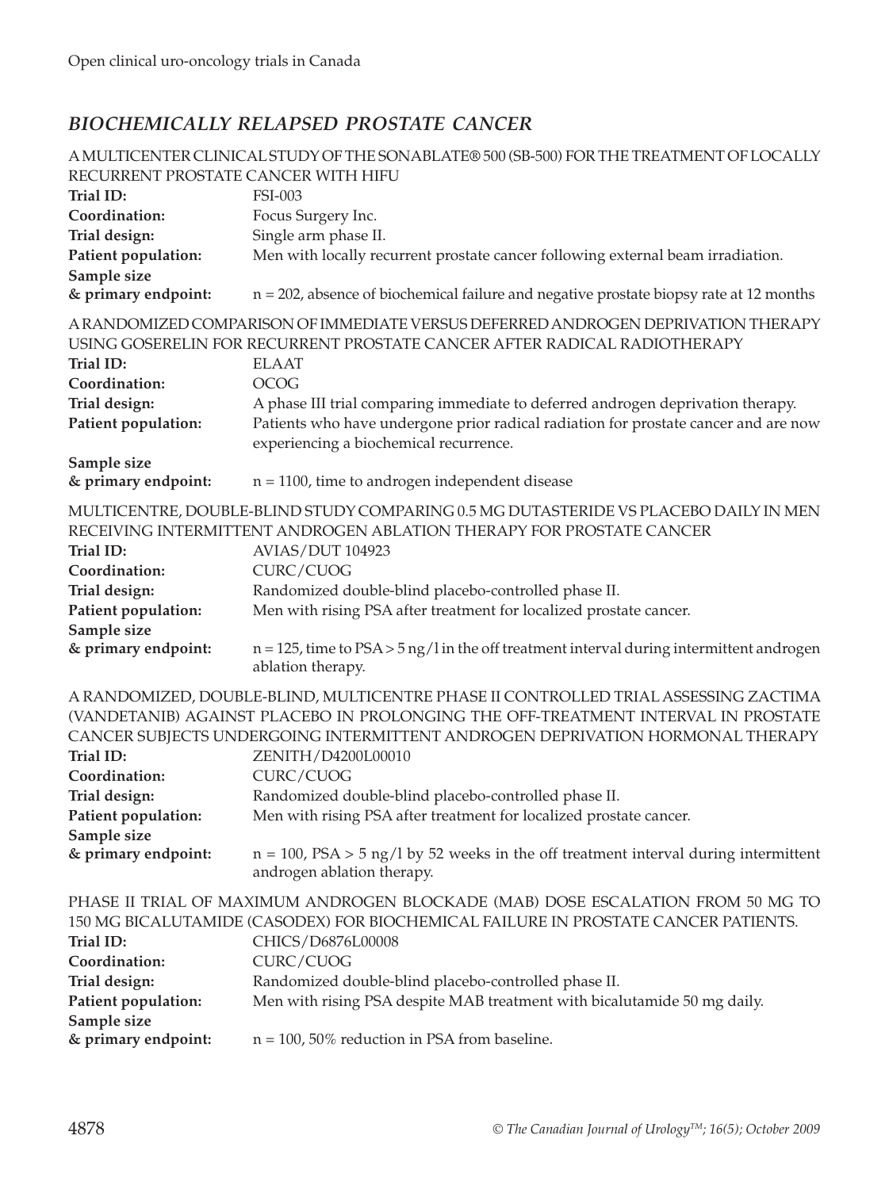## *BIOCHEMICALLY RELAPSED PROSTATE CANCER*

A MULTICENTER CLINICAL STUDY OF THE SONABLATE® 500 (SB-500) FOR THE TREATMENT OF LOCALLY RECURRENT PROSTATE CANCER WITH HIFU

**Trial ID:** FSI-003
**Coordination:** Focus Surgery Inc.
**Trial design:** Single arm phase II.
**Patient population:** Men with locally recurrent prostate cancer following external beam irradiation.
**Sample size & primary endpoint:** n = 202, absence of biochemical failure and negative prostate biopsy rate at 12 months

A RANDOMIZED COMPARISON OF IMMEDIATE VERSUS DEFERRED ANDROGEN DEPRIVATION THERAPY USING GOSERELIN FOR RECURRENT PROSTATE CANCER AFTER RADICAL RADIOTHERAPY

**Trial ID:** ELAAT
**Coordination:** OCOG
**Trial design:** A phase III trial comparing immediate to deferred androgen deprivation therapy.
**Patient population:** Patients who have undergone prior radical radiation for prostate cancer and are now experiencing a biochemical recurrence.
**Sample size & primary endpoint:** n = 1100, time to androgen independent disease

MULTICENTRE, DOUBLE-BLIND STUDY COMPARING 0.5 MG DUTASTERIDE VS PLACEBO DAILY IN MEN RECEIVING INTERMITTENT ANDROGEN ABLATION THERAPY FOR PROSTATE CANCER

**Trial ID:** AVIAS/DUT 104923
**Coordination:** CURC/CUOG
**Trial design:** Randomized double-blind placebo-controlled phase II.
**Patient population:** Men with rising PSA after treatment for localized prostate cancer.
**Sample size & primary endpoint:** n = 125, time to PSA > 5 ng/l in the off treatment interval during intermittent androgen ablation therapy.

A RANDOMIZED, DOUBLE-BLIND, MULTICENTRE PHASE II CONTROLLED TRIAL ASSESSING ZACTIMA (VANDETANIB) AGAINST PLACEBO IN PROLONGING THE OFF-TREATMENT INTERVAL IN PROSTATE CANCER SUBJECTS UNDERGOING INTERMITTENT ANDROGEN DEPRIVATION HORMONAL THERAPY

**Trial ID:** ZENITH/D4200L00010
**Coordination:** CURC/CUOG
**Trial design:** Randomized double-blind placebo-controlled phase II.
**Patient population:** Men with rising PSA after treatment for localized prostate cancer.
**Sample size & primary endpoint:** n = 100, PSA > 5 ng/l by 52 weeks in the off treatment interval during intermittent androgen ablation therapy.

PHASE II TRIAL OF MAXIMUM ANDROGEN BLOCKADE (MAB) DOSE ESCALATION FROM 50 MG TO 150 MG BICALUTAMIDE (CASODEX) FOR BIOCHEMICAL FAILURE IN PROSTATE CANCER PATIENTS.

**Trial ID:** CHICS/D6876L00008
**Coordination:** CURC/CUOG
**Trial design:** Randomized double-blind placebo-controlled phase II.
**Patient population:** Men with rising PSA despite MAB treatment with bicalutamide 50 mg daily.
**Sample size & primary endpoint:** n = 100, 50% reduction in PSA from baseline.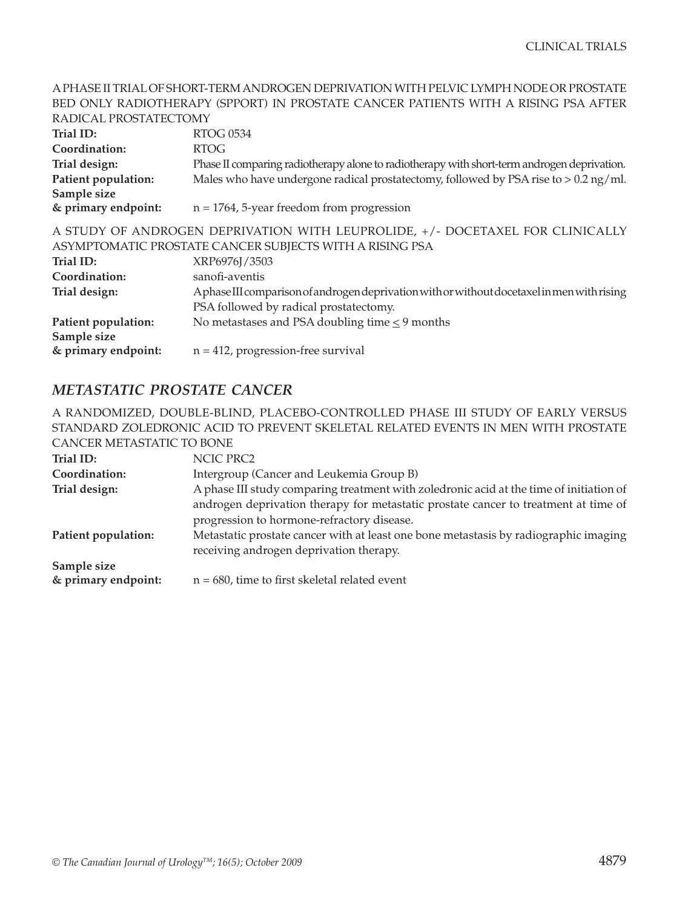A PHASE II TRIAL OF SHORT-TERM ANDROGEN DEPRIVATION WITH PELVIC LYMPH NODE OR PROSTATE BED ONLY RADIOTHERAPY (SPPORT) IN PROSTATE CANCER PATIENTS WITH A RISING PSA AFTER RADICAL PROSTATECTOMY

**Trial ID:** RTOG 0534

**Coordination:** RTOG

**Trial design:** Phase II comparing radiotherapy alone to radiotherapy with short-term androgen deprivation.

**Patient population:** Males who have undergone radical prostatectomy, followed by PSA rise to > 0.2 ng/ml.

**Sample size & primary endpoint:** n = 1764, 5-year freedom from progression

A STUDY OF ANDROGEN DEPRIVATION WITH LEUPROLIDE, +/- DOCETAXEL FOR CLINICALLY ASYMPTOMATIC PROSTATE CANCER SUBJECTS WITH A RISING PSA

**Trial ID:** XRP6976J/3503

**Coordination:** sanofi-aventis

**Trial design:** A phase III comparison of androgen deprivation with or without docetaxel in men with rising PSA followed by radical prostatectomy.

**Patient population:** No metastases and PSA doubling time ≤ 9 months

**Sample size & primary endpoint:** n = 412, progression-free survival

## *METASTATIC PROSTATE CANCER*

A RANDOMIZED, DOUBLE-BLIND, PLACEBO-CONTROLLED PHASE III STUDY OF EARLY VERSUS STANDARD ZOLEDRONIC ACID TO PREVENT SKELETAL RELATED EVENTS IN MEN WITH PROSTATE CANCER METASTATIC TO BONE

**Trial ID:** NCIC PRC2

**Coordination:** Intergroup (Cancer and Leukemia Group B)

**Trial design:** A phase III study comparing treatment with zoledronic acid at the time of initiation of androgen deprivation therapy for metastatic prostate cancer to treatment at time of progression to hormone-refractory disease.

**Patient population:** Metastatic prostate cancer with at least one bone metastasis by radiographic imaging receiving androgen deprivation therapy.

**Sample size & primary endpoint:** n = 680, time to first skeletal related event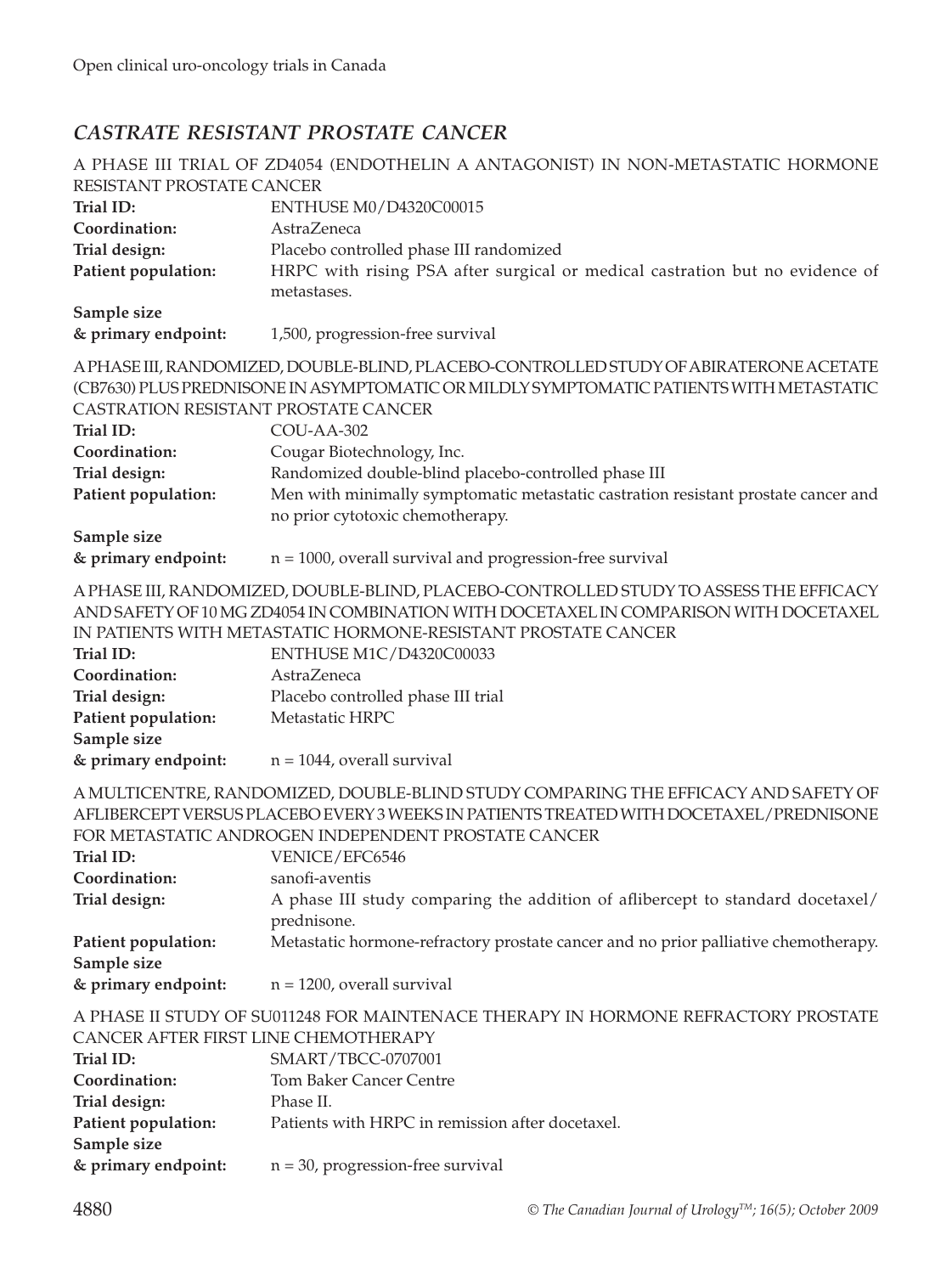## *CASTRATE RESISTANT PROSTATE CANCER*

A PHASE III TRIAL OF ZD4054 (ENDOTHELIN A ANTAGONIST) IN NON-METASTATIC HORMONE RESISTANT PROSTATE CANCER

**Trial ID:** ENTHUSE M0/D4320C00015
**Coordination:** AstraZeneca
**Trial design:** Placebo controlled phase III randomized
**Patient population:** HRPC with rising PSA after surgical or medical castration but no evidence of metastases.
**Sample size & primary endpoint:** 1,500, progression-free survival

A PHASE III, RANDOMIZED, DOUBLE-BLIND, PLACEBO-CONTROLLED STUDY OF ABIRATERONE ACETATE (CB7630) PLUS PREDNISONE IN ASYMPTOMATIC OR MILDLY SYMPTOMATIC PATIENTS WITH METASTATIC CASTRATION RESISTANT PROSTATE CANCER

**Trial ID:** COU-AA-302
**Coordination:** Cougar Biotechnology, Inc.
**Trial design:** Randomized double-blind placebo-controlled phase III
**Patient population:** Men with minimally symptomatic metastatic castration resistant prostate cancer and no prior cytotoxic chemotherapy.
**Sample size & primary endpoint:** n = 1000, overall survival and progression-free survival

A PHASE III, RANDOMIZED, DOUBLE-BLIND, PLACEBO-CONTROLLED STUDY TO ASSESS THE EFFICACY AND SAFETY OF 10 MG ZD4054 IN COMBINATION WITH DOCETAXEL IN COMPARISON WITH DOCETAXEL IN PATIENTS WITH METASTATIC HORMONE-RESISTANT PROSTATE CANCER

**Trial ID:** ENTHUSE M1C/D4320C00033
**Coordination:** AstraZeneca
**Trial design:** Placebo controlled phase III trial
**Patient population:** Metastatic HRPC
**Sample size & primary endpoint:** n = 1044, overall survival

A MULTICENTRE, RANDOMIZED, DOUBLE-BLIND STUDY COMPARING THE EFFICACY AND SAFETY OF AFLIBERCEPT VERSUS PLACEBO EVERY 3 WEEKS IN PATIENTS TREATED WITH DOCETAXEL/PREDNISONE FOR METASTATIC ANDROGEN INDEPENDENT PROSTATE CANCER

**Trial ID:** VENICE/EFC6546
**Coordination:** sanofi-aventis
**Trial design:** A phase III study comparing the addition of aflibercept to standard docetaxel/prednisone.
**Patient population:** Metastatic hormone-refractory prostate cancer and no prior palliative chemotherapy.
**Sample size & primary endpoint:** n = 1200, overall survival

A PHASE II STUDY OF SU011248 FOR MAINTENACE THERAPY IN HORMONE REFRACTORY PROSTATE CANCER AFTER FIRST LINE CHEMOTHERAPY

**Trial ID:** SMART/TBCC-0707001
**Coordination:** Tom Baker Cancer Centre
**Trial design:** Phase II.
**Patient population:** Patients with HRPC in remission after docetaxel.
**Sample size & primary endpoint:** n = 30, progression-free survival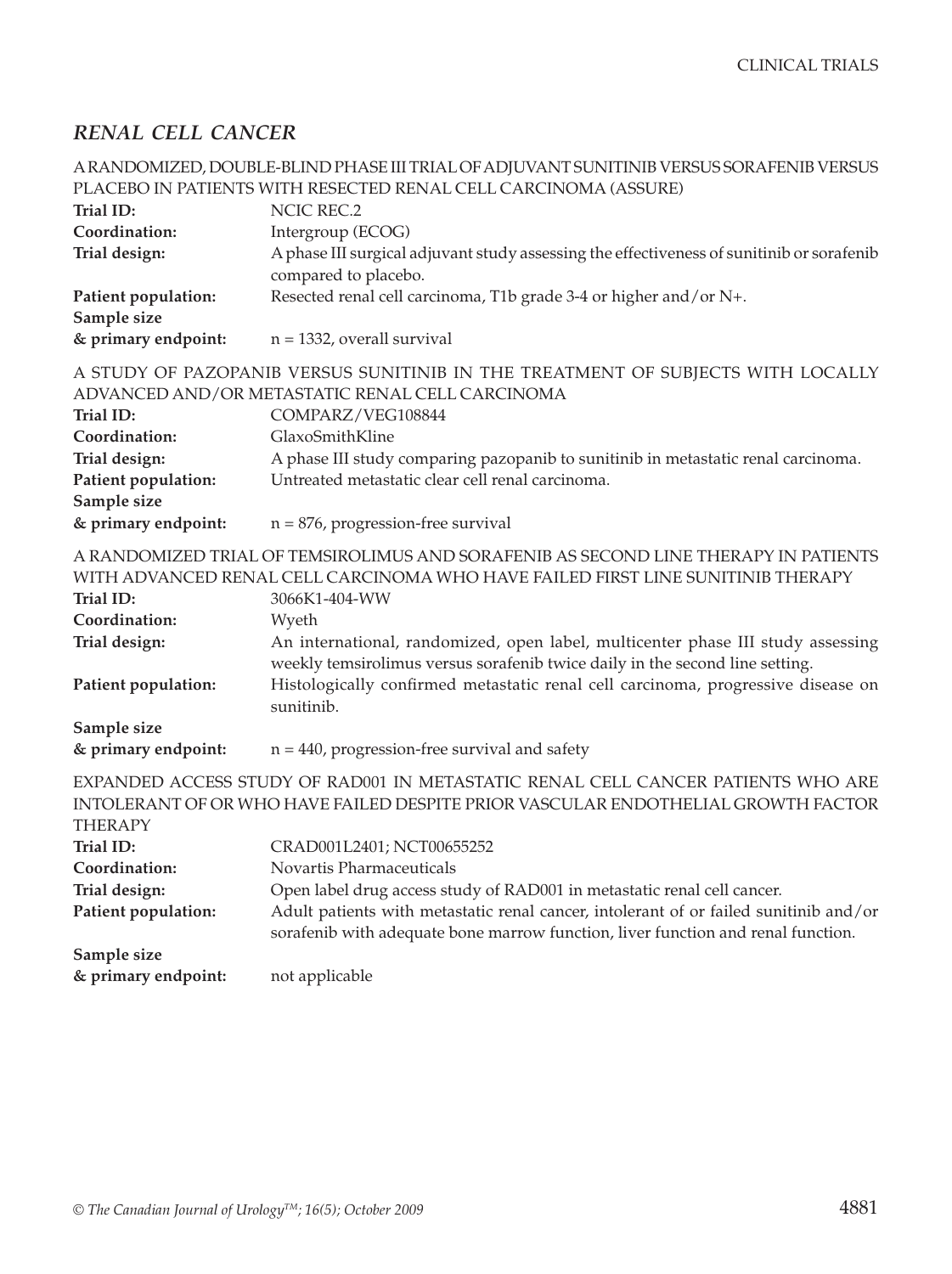## *RENAL CELL CANCER*

A RANDOMIZED, DOUBLE-BLIND PHASE III TRIAL OF ADJUVANT SUNITINIB VERSUS SORAFENIB VERSUS PLACEBO IN PATIENTS WITH RESECTED RENAL CELL CARCINOMA (ASSURE)

**Trial ID:** NCIC REC.2
**Coordination:** Intergroup (ECOG)
**Trial design:** A phase III surgical adjuvant study assessing the effectiveness of sunitinib or sorafenib compared to placebo.
**Patient population:** Resected renal cell carcinoma, T1b grade 3-4 or higher and/or N+.
**Sample size & primary endpoint:** n = 1332, overall survival

A STUDY OF PAZOPANIB VERSUS SUNITINIB IN THE TREATMENT OF SUBJECTS WITH LOCALLY ADVANCED AND/OR METASTATIC RENAL CELL CARCINOMA

**Trial ID:** COMPARZ/VEG108844
**Coordination:** GlaxoSmithKline
**Trial design:** A phase III study comparing pazopanib to sunitinib in metastatic renal carcinoma.
**Patient population:** Untreated metastatic clear cell renal carcinoma.
**Sample size & primary endpoint:** n = 876, progression-free survival

A RANDOMIZED TRIAL OF TEMSIROLIMUS AND SORAFENIB AS SECOND LINE THERAPY IN PATIENTS WITH ADVANCED RENAL CELL CARCINOMA WHO HAVE FAILED FIRST LINE SUNITINIB THERAPY

**Trial ID:** 3066K1-404-WW
**Coordination:** Wyeth
**Trial design:** An international, randomized, open label, multicenter phase III study assessing weekly temsirolimus versus sorafenib twice daily in the second line setting.
**Patient population:** Histologically confirmed metastatic renal cell carcinoma, progressive disease on sunitinib.
**Sample size & primary endpoint:** n = 440, progression-free survival and safety

EXPANDED ACCESS STUDY OF RAD001 IN METASTATIC RENAL CELL CANCER PATIENTS WHO ARE INTOLERANT OF OR WHO HAVE FAILED DESPITE PRIOR VASCULAR ENDOTHELIAL GROWTH FACTOR THERAPY

**Trial ID:** CRAD001L2401; NCT00655252
**Coordination:** Novartis Pharmaceuticals
**Trial design:** Open label drug access study of RAD001 in metastatic renal cell cancer.
**Patient population:** Adult patients with metastatic renal cancer, intolerant of or failed sunitinib and/or sorafenib with adequate bone marrow function, liver function and renal function.
**Sample size & primary endpoint:** not applicable